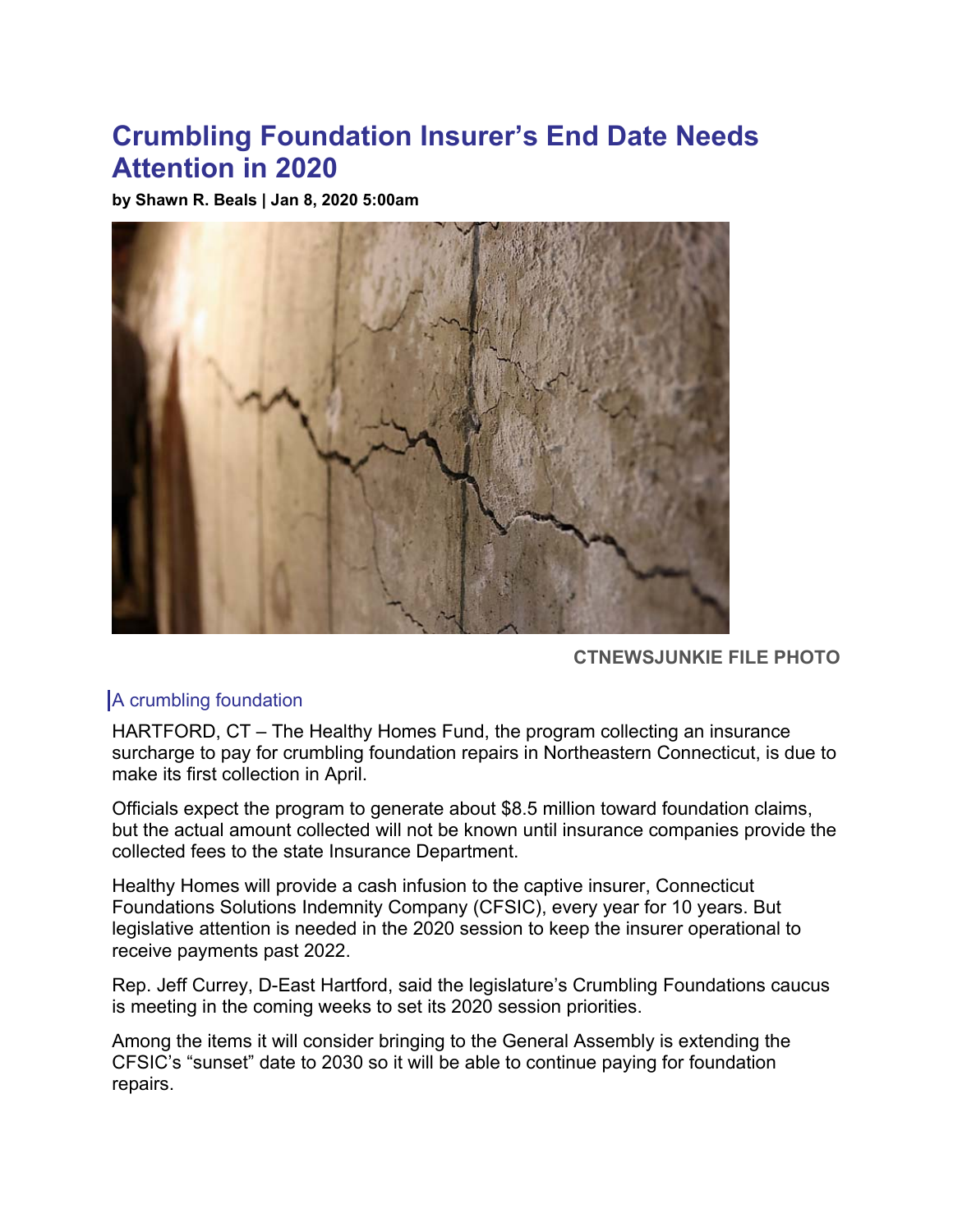# Crumbling Foundation Insurer's End Date Needs Attention in 2020

**by Shawn R. Beals | Jan 8, 2020 5:00am**

**CTNEWSJUNKIE FILE PHOTO**

A crumbling foundation

HARTFORD, CT – The Healthy Homes Fund, the program collecting an insurance surcharge to pay for crumbling foundation repairs in Northeastern Connecticut, is due to make its first collection in April.

Officials expect the program to generate about $8.5 million toward foundation claims, but the actual amount collected will not be known until insurance companies provide the collected fees to the state Insurance Department.

Healthy Homes will provide a cash infusion to the captive insurer, Connecticut Foundations Solutions Indemnity Company (CFSIC), every year for 10 years. But legislative attention is needed in the 2020 session to keep the insurer operational to receive payments past 2022.

Rep. Jeff Currey, D-East Hartford, said the legislature's Crumbling Foundations caucus is meeting in the coming weeks to set its 2020 session priorities.

Among the items it will consider bringing to the General Assembly is extending the CFSIC's "sunset" date to 2030 so it will be able to continue paying for foundation repairs.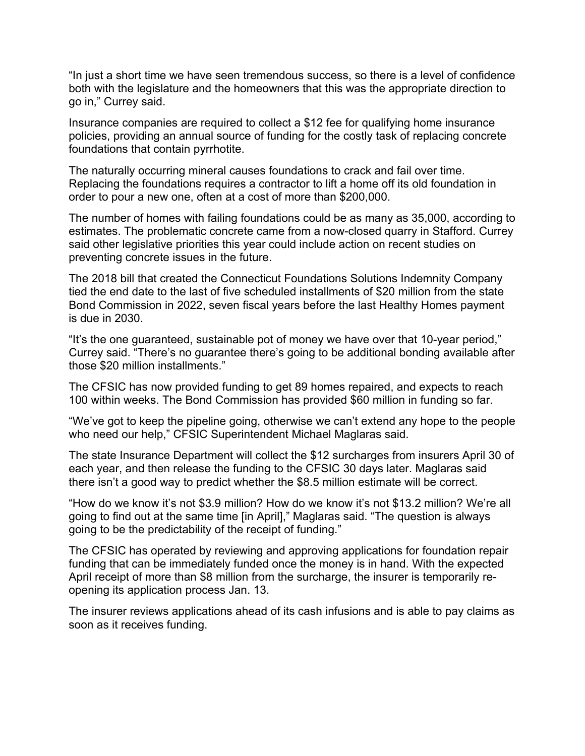"In just a short time we have seen tremendous success, so there is a level of confidence both with the legislature and the homeowners that this was the appropriate direction to go in," Currey said.

Insurance companies are required to collect a $12 fee for qualifying home insurance policies, providing an annual source of funding for the costly task of replacing concrete foundations that contain pyrrhotite.

The naturally occurring mineral causes foundations to crack and fail over time. Replacing the foundations requires a contractor to lift a home off its old foundation in order to pour a new one, often at a cost of more than $200,000.

The number of homes with failing foundations could be as many as 35,000, according to estimates. The problematic concrete came from a now-closed quarry in Stafford. Currey said other legislative priorities this year could include action on recent studies on preventing concrete issues in the future.

The 2018 bill that created the Connecticut Foundations Solutions Indemnity Company tied the end date to the last of five scheduled installments of $20 million from the state Bond Commission in 2022, seven fiscal years before the last Healthy Homes payment is due in 2030.

"It's the one guaranteed, sustainable pot of money we have over that 10-year period," Currey said. "There's no guarantee there's going to be additional bonding available after those $20 million installments."

The CFSIC has now provided funding to get 89 homes repaired, and expects to reach 100 within weeks. The Bond Commission has provided $60 million in funding so far.

"We've got to keep the pipeline going, otherwise we can't extend any hope to the people who need our help," CFSIC Superintendent Michael Maglaras said.

The state Insurance Department will collect the $12 surcharges from insurers April 30 of each year, and then release the funding to the CFSIC 30 days later. Maglaras said there isn't a good way to predict whether the $8.5 million estimate will be correct.

"How do we know it's not $3.9 million? How do we know it's not $13.2 million? We're all going to find out at the same time [in April]," Maglaras said. "The question is always going to be the predictability of the receipt of funding."

The CFSIC has operated by reviewing and approving applications for foundation repair funding that can be immediately funded once the money is in hand. With the expected April receipt of more than $8 million from the surcharge, the insurer is temporarily re-opening its application process Jan. 13.

The insurer reviews applications ahead of its cash infusions and is able to pay claims as soon as it receives funding.